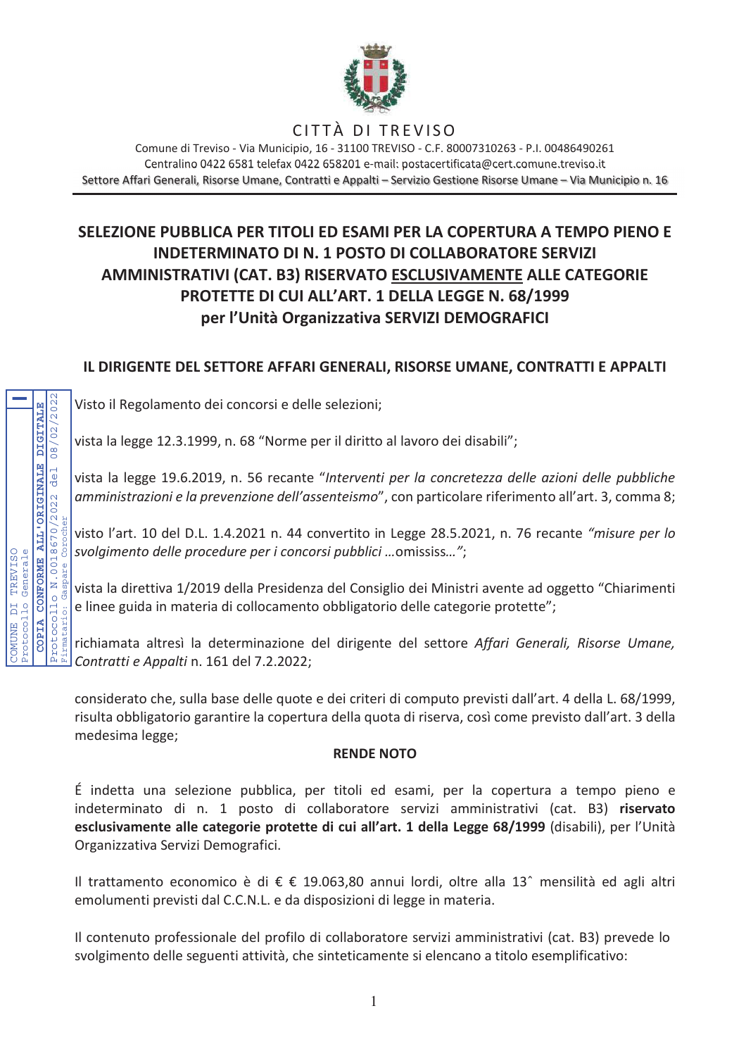CITTÀ DI TREVISO

Comune di Treviso - Via Municipio, 16 - 31100 TREVISO - C.F. 80007310263 - P.I. 00486490261
Centralino 0422 6581 telefax 0422 658201 e-mail: postacertificata@cert.comune.treviso.it
Settore Affari Generali, Risorse Umane, Contratti e Appalti – Servizio Gestione Risorse Umane – Via Municipio n. 16

COMUNE DI TREVISO Protocollo Generale — COPIA CONFORME ALL'ORIGINALE DIGITALE Protocollo N.0018670/2022 del 08/02/2022 Firmatario: Gaspare Corocher

# SELEZIONE PUBBLICA PER TITOLI ED ESAMI PER LA COPERTURA A TEMPO PIENO E INDETERMINATO DI N. 1 POSTO DI COLLABORATORE SERVIZI AMMINISTRATIVI (CAT. B3) RISERVATO ESCLUSIVAMENTE ALLE CATEGORIE PROTETTE DI CUI ALL'ART. 1 DELLA LEGGE N. 68/1999 per l'Unità Organizzativa SERVIZI DEMOGRAFICI

## IL DIRIGENTE DEL SETTORE AFFARI GENERALI, RISORSE UMANE, CONTRATTI E APPALTI

Visto il Regolamento dei concorsi e delle selezioni;

vista la legge 12.3.1999, n. 68 "Norme per il diritto al lavoro dei disabili";

vista la legge 19.6.2019, n. 56 recante "*Interventi per la concretezza delle azioni delle pubbliche amministrazioni e la prevenzione dell'assenteismo*", con particolare riferimento all'art. 3, comma 8;

visto l'art. 10 del D.L. 1.4.2021 n. 44 convertito in Legge 28.5.2021, n. 76 recante *"misure per lo svolgimento delle procedure per i concorsi pubblici …*omississ…*"*;

vista la direttiva 1/2019 della Presidenza del Consiglio dei Ministri avente ad oggetto "Chiarimenti e linee guida in materia di collocamento obbligatorio delle categorie protette";

richiamata altresì la determinazione del dirigente del settore *Affari Generali, Risorse Umane, Contratti e Appalti* n. 161 del 7.2.2022;

considerato che, sulla base delle quote e dei criteri di computo previsti dall'art. 4 della L. 68/1999, risulta obbligatorio garantire la copertura della quota di riserva, così come previsto dall'art. 3 della medesima legge;

**RENDE NOTO**

É indetta una selezione pubblica, per titoli ed esami, per la copertura a tempo pieno e indeterminato di n. 1 posto di collaboratore servizi amministrativi (cat. B3) **riservato esclusivamente alle categorie protette di cui all'art. 1 della Legge 68/1999** (disabili), per l'Unità Organizzativa Servizi Demografici.

Il trattamento economico è di € € 19.063,80 annui lordi, oltre alla 13ˆ mensilità ed agli altri emolumenti previsti dal C.C.N.L. e da disposizioni di legge in materia.

Il contenuto professionale del profilo di collaboratore servizi amministrativi (cat. B3) prevede lo svolgimento delle seguenti attività, che sinteticamente si elencano a titolo esemplificativo: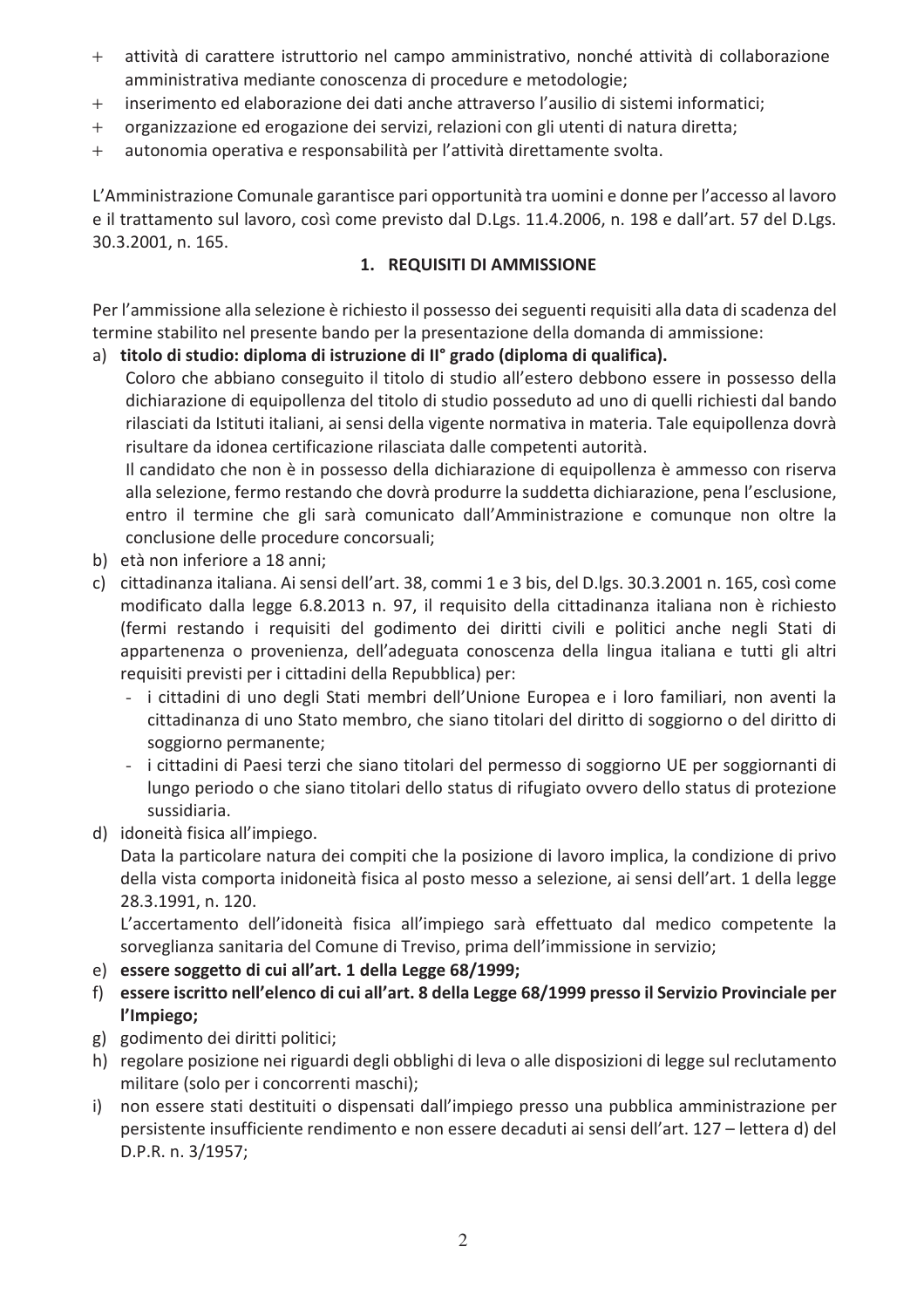- attività di carattere istruttorio nel campo amministrativo, nonché attività di collaborazione amministrativa mediante conoscenza di procedure e metodologie;
- inserimento ed elaborazione dei dati anche attraverso l'ausilio di sistemi informatici;
- organizzazione ed erogazione dei servizi, relazioni con gli utenti di natura diretta;
- autonomia operativa e responsabilità per l'attività direttamente svolta.

L'Amministrazione Comunale garantisce pari opportunità tra uomini e donne per l'accesso al lavoro e il trattamento sul lavoro, così come previsto dal D.Lgs. 11.4.2006, n. 198 e dall'art. 57 del D.Lgs. 30.3.2001, n. 165.

## 1. REQUISITI DI AMMISSIONE

Per l'ammissione alla selezione è richiesto il possesso dei seguenti requisiti alla data di scadenza del termine stabilito nel presente bando per la presentazione della domanda di ammissione:

a) **titolo di studio: diploma di istruzione di II° grado (diploma di qualifica).**
   Coloro che abbiano conseguito il titolo di studio all'estero debbono essere in possesso della dichiarazione di equipollenza del titolo di studio posseduto ad uno di quelli richiesti dal bando rilasciati da Istituti italiani, ai sensi della vigente normativa in materia. Tale equipollenza dovrà risultare da idonea certificazione rilasciata dalle competenti autorità.
   Il candidato che non è in possesso della dichiarazione di equipollenza è ammesso con riserva alla selezione, fermo restando che dovrà produrre la suddetta dichiarazione, pena l'esclusione, entro il termine che gli sarà comunicato dall'Amministrazione e comunque non oltre la conclusione delle procedure concorsuali;

b) età non inferiore a 18 anni;

c) cittadinanza italiana. Ai sensi dell'art. 38, commi 1 e 3 bis, del D.lgs. 30.3.2001 n. 165, così come modificato dalla legge 6.8.2013 n. 97, il requisito della cittadinanza italiana non è richiesto (fermi restando i requisiti del godimento dei diritti civili e politici anche negli Stati di appartenenza o provenienza, dell'adeguata conoscenza della lingua italiana e tutti gli altri requisiti previsti per i cittadini della Repubblica) per:
   - i cittadini di uno degli Stati membri dell'Unione Europea e i loro familiari, non aventi la cittadinanza di uno Stato membro, che siano titolari del diritto di soggiorno o del diritto di soggiorno permanente;
   - i cittadini di Paesi terzi che siano titolari del permesso di soggiorno UE per soggiornanti di lungo periodo o che siano titolari dello status di rifugiato ovvero dello status di protezione sussidiaria.

d) idoneità fisica all'impiego.
   Data la particolare natura dei compiti che la posizione di lavoro implica, la condizione di privo della vista comporta inidoneità fisica al posto messo a selezione, ai sensi dell'art. 1 della legge 28.3.1991, n. 120.
   L'accertamento dell'idoneità fisica all'impiego sarà effettuato dal medico competente la sorveglianza sanitaria del Comune di Treviso, prima dell'immissione in servizio;

e) **essere soggetto di cui all'art. 1 della Legge 68/1999;**

f) **essere iscritto nell'elenco di cui all'art. 8 della Legge 68/1999 presso il Servizio Provinciale per l'Impiego;**

g) godimento dei diritti politici;

h) regolare posizione nei riguardi degli obblighi di leva o alle disposizioni di legge sul reclutamento militare (solo per i concorrenti maschi);

i) non essere stati destituiti o dispensati dall'impiego presso una pubblica amministrazione per persistente insufficiente rendimento e non essere decaduti ai sensi dell'art. 127 – lettera d) del D.P.R. n. 3/1957;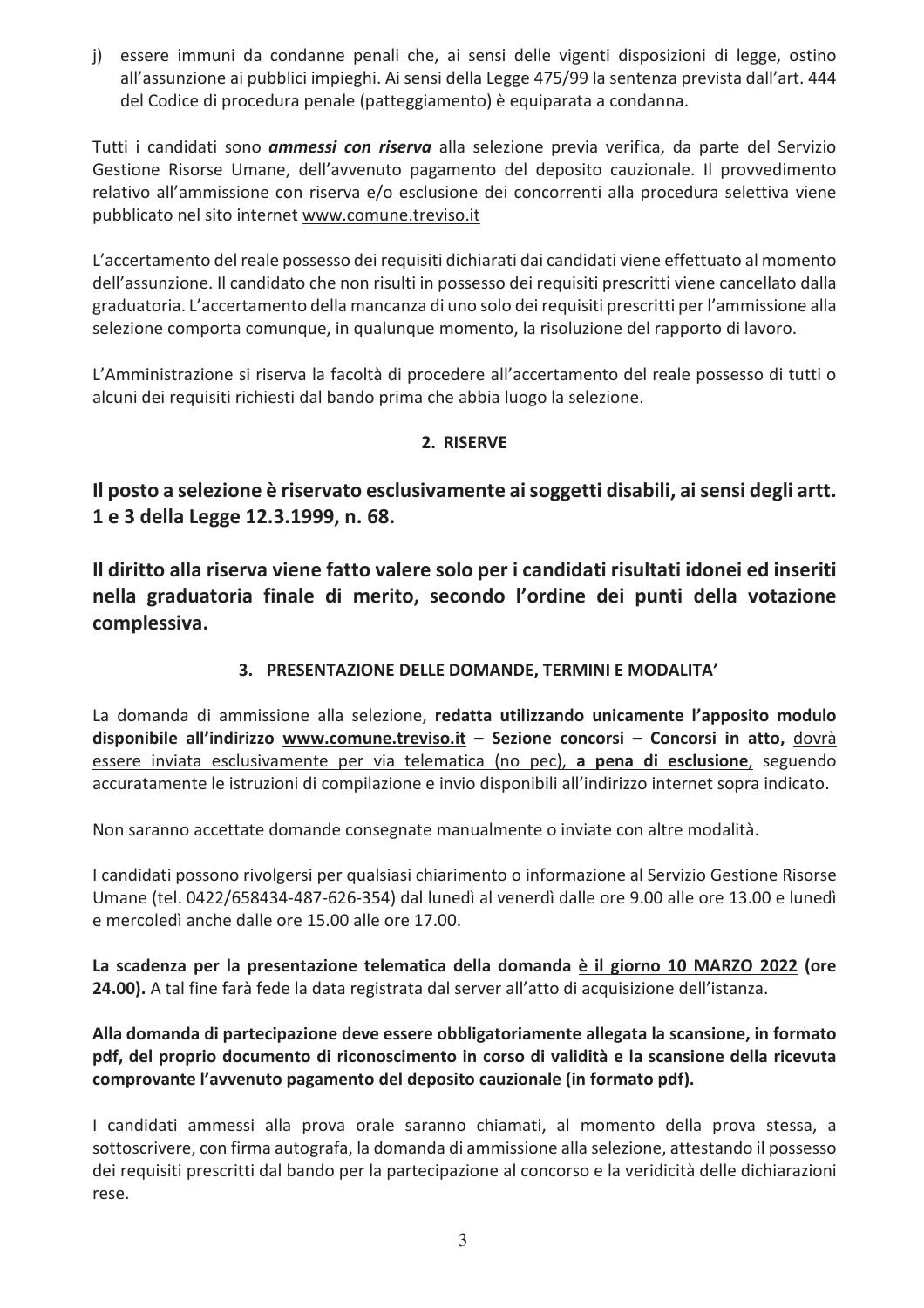j) essere immuni da condanne penali che, ai sensi delle vigenti disposizioni di legge, ostino all'assunzione ai pubblici impieghi. Ai sensi della Legge 475/99 la sentenza prevista dall'art. 444 del Codice di procedura penale (patteggiamento) è equiparata a condanna.

Tutti i candidati sono ***ammessi con riserva*** alla selezione previa verifica, da parte del Servizio Gestione Risorse Umane, dell'avvenuto pagamento del deposito cauzionale. Il provvedimento relativo all'ammissione con riserva e/o esclusione dei concorrenti alla procedura selettiva viene pubblicato nel sito internet www.comune.treviso.it

L'accertamento del reale possesso dei requisiti dichiarati dai candidati viene effettuato al momento dell'assunzione. Il candidato che non risulti in possesso dei requisiti prescritti viene cancellato dalla graduatoria. L'accertamento della mancanza di uno solo dei requisiti prescritti per l'ammissione alla selezione comporta comunque, in qualunque momento, la risoluzione del rapporto di lavoro.

L'Amministrazione si riserva la facoltà di procedere all'accertamento del reale possesso di tutti o alcuni dei requisiti richiesti dal bando prima che abbia luogo la selezione.

## 2. RISERVE

**Il posto a selezione è riservato esclusivamente ai soggetti disabili, ai sensi degli artt. 1 e 3 della Legge 12.3.1999, n. 68.**

**Il diritto alla riserva viene fatto valere solo per i candidati risultati idonei ed inseriti nella graduatoria finale di merito, secondo l'ordine dei punti della votazione complessiva.**

## 3. PRESENTAZIONE DELLE DOMANDE, TERMINI E MODALITA'

La domanda di ammissione alla selezione, **redatta utilizzando unicamente l'apposito modulo disponibile all'indirizzo www.comune.treviso.it – Sezione concorsi – Concorsi in atto,** dovrà essere inviata esclusivamente per via telematica (no pec), **a pena di esclusione**, seguendo accuratamente le istruzioni di compilazione e invio disponibili all'indirizzo internet sopra indicato.

Non saranno accettate domande consegnate manualmente o inviate con altre modalità.

I candidati possono rivolgersi per qualsiasi chiarimento o informazione al Servizio Gestione Risorse Umane (tel. 0422/658434-487-626-354) dal lunedì al venerdì dalle ore 9.00 alle ore 13.00 e lunedì e mercoledì anche dalle ore 15.00 alle ore 17.00.

**La scadenza per la presentazione telematica della domanda è il giorno 10 MARZO 2022 (ore 24.00).** A tal fine farà fede la data registrata dal server all'atto di acquisizione dell'istanza.

**Alla domanda di partecipazione deve essere obbligatoriamente allegata la scansione, in formato pdf, del proprio documento di riconoscimento in corso di validità e la scansione della ricevuta comprovante l'avvenuto pagamento del deposito cauzionale (in formato pdf).**

I candidati ammessi alla prova orale saranno chiamati, al momento della prova stessa, a sottoscrivere, con firma autografa, la domanda di ammissione alla selezione, attestando il possesso dei requisiti prescritti dal bando per la partecipazione al concorso e la veridicità delle dichiarazioni rese.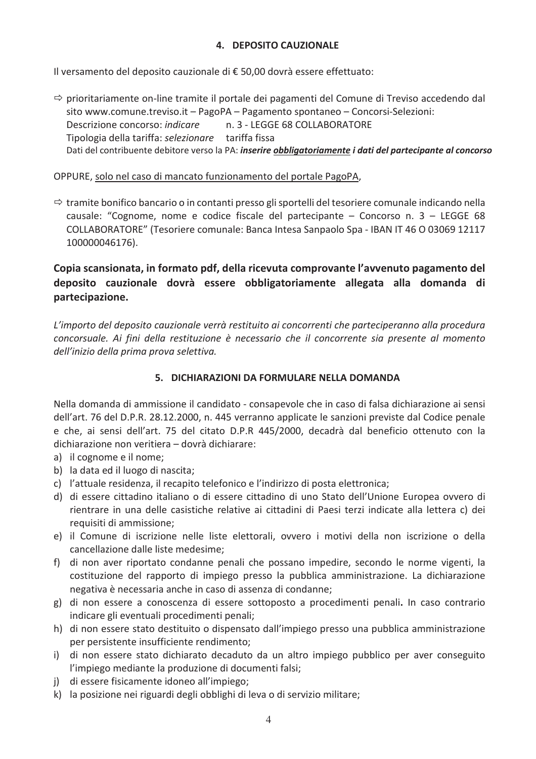## 4. DEPOSITO CAUZIONALE

Il versamento del deposito cauzionale di € 50,00 dovrà essere effettuato:

⇨ prioritariamente on-line tramite il portale dei pagamenti del Comune di Treviso accedendo dal sito www.comune.treviso.it – PagoPA – Pagamento spontaneo – Concorsi-Selezioni:
Descrizione concorso: *indicare* n. 3 - LEGGE 68 COLLABORATORE
Tipologia della tariffa: *selezionare* tariffa fissa
Dati del contribuente debitore verso la PA: ***inserire <u>obbligatoriamente</u> i dati del partecipante al concorso***

OPPURE, <u>solo nel caso di mancato funzionamento del portale PagoPA</u>,

⇨ tramite bonifico bancario o in contanti presso gli sportelli del tesoriere comunale indicando nella causale: "Cognome, nome e codice fiscale del partecipante – Concorso n. 3 – LEGGE 68 COLLABORATORE" (Tesoriere comunale: Banca Intesa Sanpaolo Spa - IBAN IT 46 O 03069 12117 100000046176).

**Copia scansionata, in formato pdf, della ricevuta comprovante l'avvenuto pagamento del deposito cauzionale dovrà essere obbligatoriamente allegata alla domanda di partecipazione.**

*L'importo del deposito cauzionale verrà restituito ai concorrenti che parteciperanno alla procedura concorsuale. Ai fini della restituzione è necessario che il concorrente sia presente al momento dell'inizio della prima prova selettiva.*

## 5. DICHIARAZIONI DA FORMULARE NELLA DOMANDA

Nella domanda di ammissione il candidato - consapevole che in caso di falsa dichiarazione ai sensi dell'art. 76 del D.P.R. 28.12.2000, n. 445 verranno applicate le sanzioni previste dal Codice penale e che, ai sensi dell'art. 75 del citato D.P.R 445/2000, decadrà dal beneficio ottenuto con la dichiarazione non veritiera – dovrà dichiarare:

a) il cognome e il nome;
b) la data ed il luogo di nascita;
c) l'attuale residenza, il recapito telefonico e l'indirizzo di posta elettronica;
d) di essere cittadino italiano o di essere cittadino di uno Stato dell'Unione Europea ovvero di rientrare in una delle casistiche relative ai cittadini di Paesi terzi indicate alla lettera c) dei requisiti di ammissione;
e) il Comune di iscrizione nelle liste elettorali, ovvero i motivi della non iscrizione o della cancellazione dalle liste medesime;
f) di non aver riportato condanne penali che possano impedire, secondo le norme vigenti, la costituzione del rapporto di impiego presso la pubblica amministrazione. La dichiarazione negativa è necessaria anche in caso di assenza di condanne;
g) di non essere a conoscenza di essere sottoposto a procedimenti penali**.** In caso contrario indicare gli eventuali procedimenti penali;
h) di non essere stato destituito o dispensato dall'impiego presso una pubblica amministrazione per persistente insufficiente rendimento;
i) di non essere stato dichiarato decaduto da un altro impiego pubblico per aver conseguito l'impiego mediante la produzione di documenti falsi;
j) di essere fisicamente idoneo all'impiego;
k) la posizione nei riguardi degli obblighi di leva o di servizio militare;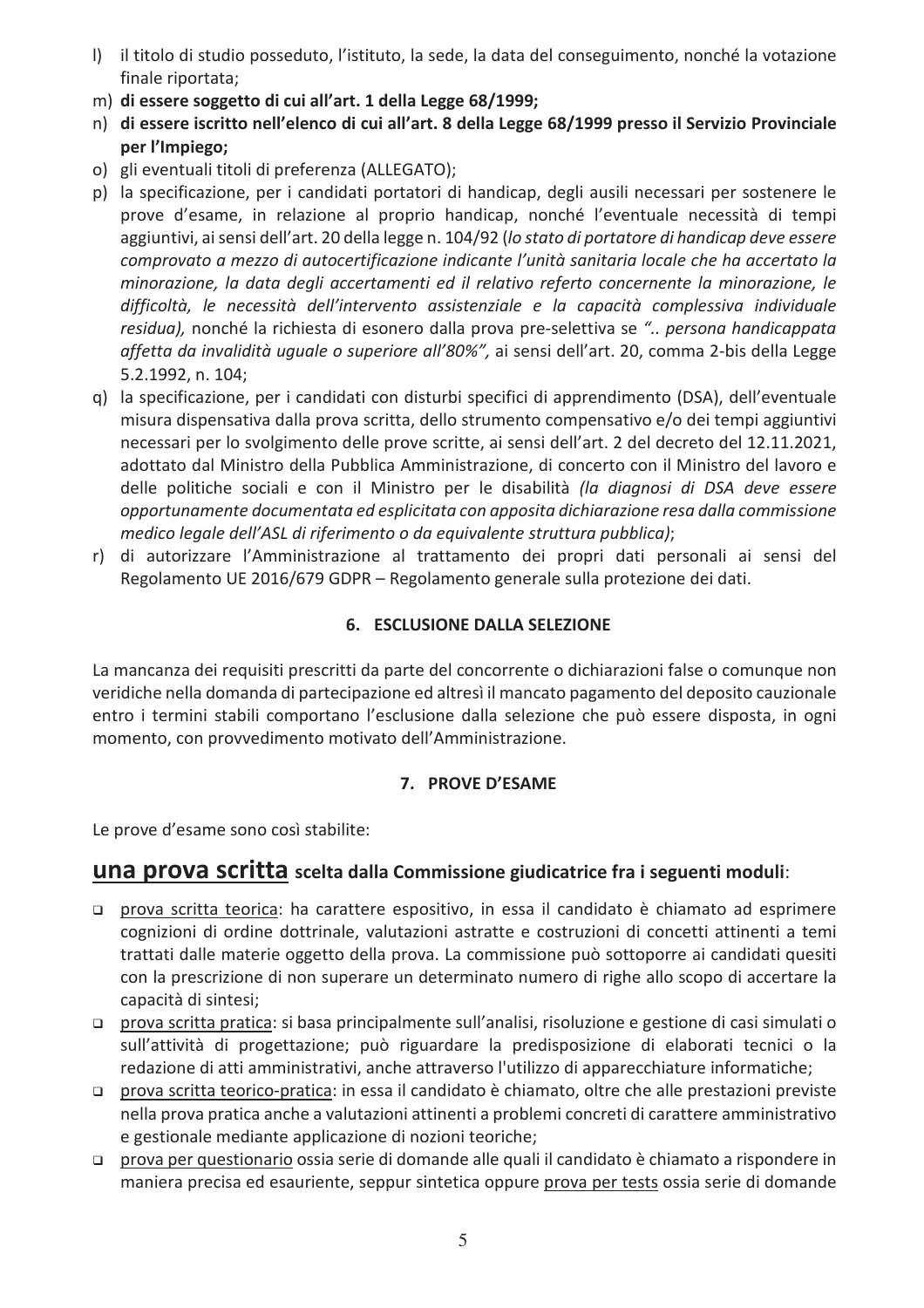l) il titolo di studio posseduto, l'istituto, la sede, la data del conseguimento, nonché la votazione finale riportata;
m) **di essere soggetto di cui all'art. 1 della Legge 68/1999;**
n) **di essere iscritto nell'elenco di cui all'art. 8 della Legge 68/1999 presso il Servizio Provinciale per l'Impiego;**
o) gli eventuali titoli di preferenza (ALLEGATO);
p) la specificazione, per i candidati portatori di handicap, degli ausili necessari per sostenere le prove d'esame, in relazione al proprio handicap, nonché l'eventuale necessità di tempi aggiuntivi, ai sensi dell'art. 20 della legge n. 104/92 (*lo stato di portatore di handicap deve essere comprovato a mezzo di autocertificazione indicante l'unità sanitaria locale che ha accertato la minorazione, la data degli accertamenti ed il relativo referto concernente la minorazione, le difficoltà, le necessità dell'intervento assistenziale e la capacità complessiva individuale residua),* nonché la richiesta di esonero dalla prova pre-selettiva se *".. persona handicappata affetta da invalidità uguale o superiore all'80%",* ai sensi dell'art. 20, comma 2-bis della Legge 5.2.1992, n. 104;
q) la specificazione, per i candidati con disturbi specifici di apprendimento (DSA), dell'eventuale misura dispensativa dalla prova scritta, dello strumento compensativo e/o dei tempi aggiuntivi necessari per lo svolgimento delle prove scritte, ai sensi dell'art. 2 del decreto del 12.11.2021, adottato dal Ministro della Pubblica Amministrazione, di concerto con il Ministro del lavoro e delle politiche sociali e con il Ministro per le disabilità *(la diagnosi di DSA deve essere opportunamente documentata ed esplicitata con apposita dichiarazione resa dalla commissione medico legale dell'ASL di riferimento o da equivalente struttura pubblica)*;
r) di autorizzare l'Amministrazione al trattamento dei propri dati personali ai sensi del Regolamento UE 2016/679 GDPR – Regolamento generale sulla protezione dei dati.

## 6. ESCLUSIONE DALLA SELEZIONE

La mancanza dei requisiti prescritti da parte del concorrente o dichiarazioni false o comunque non veridiche nella domanda di partecipazione ed altresì il mancato pagamento del deposito cauzionale entro i termini stabili comportano l'esclusione dalla selezione che può essere disposta, in ogni momento, con provvedimento motivato dell'Amministrazione.

## 7. PROVE D'ESAME

Le prove d'esame sono così stabilite:

### una prova scritta scelta dalla Commissione giudicatrice fra i seguenti moduli:

- prova scritta teorica: ha carattere espositivo, in essa il candidato è chiamato ad esprimere cognizioni di ordine dottrinale, valutazioni astratte e costruzioni di concetti attinenti a temi trattati dalle materie oggetto della prova. La commissione può sottoporre ai candidati quesiti con la prescrizione di non superare un determinato numero di righe allo scopo di accertare la capacità di sintesi;
- prova scritta pratica: si basa principalmente sull'analisi, risoluzione e gestione di casi simulati o sull'attività di progettazione; può riguardare la predisposizione di elaborati tecnici o la redazione di atti amministrativi, anche attraverso l'utilizzo di apparecchiature informatiche;
- prova scritta teorico-pratica: in essa il candidato è chiamato, oltre che alle prestazioni previste nella prova pratica anche a valutazioni attinenti a problemi concreti di carattere amministrativo e gestionale mediante applicazione di nozioni teoriche;
- prova per questionario ossia serie di domande alle quali il candidato è chiamato a rispondere in maniera precisa ed esauriente, seppur sintetica oppure prova per tests ossia serie di domande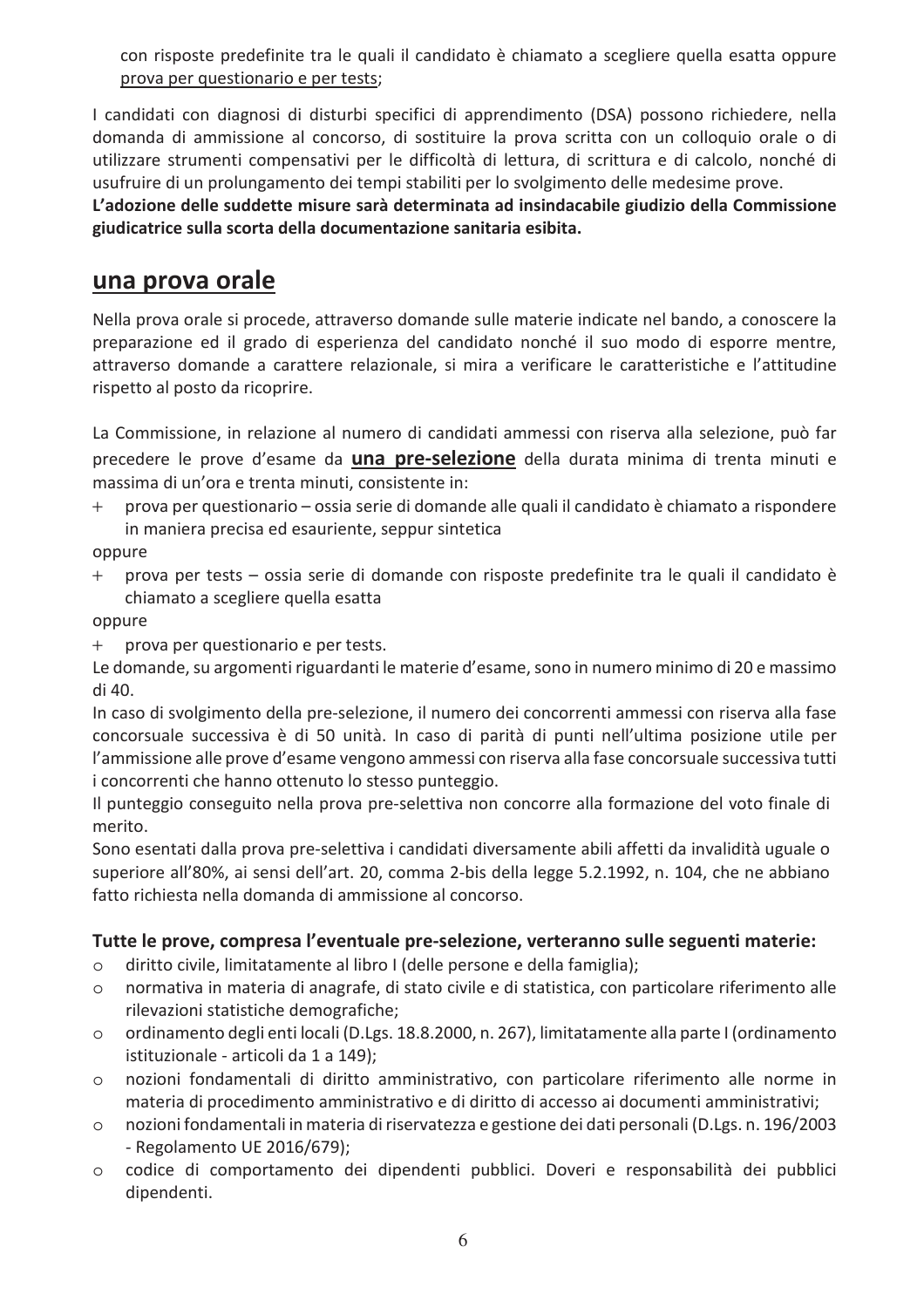con risposte predefinite tra le quali il candidato è chiamato a scegliere quella esatta oppure <u>prova per questionario e per tests</u>;

I candidati con diagnosi di disturbi specifici di apprendimento (DSA) possono richiedere, nella domanda di ammissione al concorso, di sostituire la prova scritta con un colloquio orale o di utilizzare strumenti compensativi per le difficoltà di lettura, di scrittura e di calcolo, nonché di usufruire di un prolungamento dei tempi stabiliti per lo svolgimento delle medesime prove.
**L'adozione delle suddette misure sarà determinata ad insindacabile giudizio della Commissione giudicatrice sulla scorta della documentazione sanitaria esibita.**

## una prova orale

Nella prova orale si procede, attraverso domande sulle materie indicate nel bando, a conoscere la preparazione ed il grado di esperienza del candidato nonché il suo modo di esporre mentre, attraverso domande a carattere relazionale, si mira a verificare le caratteristiche e l'attitudine rispetto al posto da ricoprire.

La Commissione, in relazione al numero di candidati ammessi con riserva alla selezione, può far precedere le prove d'esame da **una pre-selezione** della durata minima di trenta minuti e massima di un'ora e trenta minuti, consistente in:

- prova per questionario – ossia serie di domande alle quali il candidato è chiamato a rispondere in maniera precisa ed esauriente, seppur sintetica

oppure

- prova per tests – ossia serie di domande con risposte predefinite tra le quali il candidato è chiamato a scegliere quella esatta

oppure

- prova per questionario e per tests.

Le domande, su argomenti riguardanti le materie d'esame, sono in numero minimo di 20 e massimo di 40.
In caso di svolgimento della pre-selezione, il numero dei concorrenti ammessi con riserva alla fase concorsuale successiva è di 50 unità. In caso di parità di punti nell'ultima posizione utile per l'ammissione alle prove d'esame vengono ammessi con riserva alla fase concorsuale successiva tutti i concorrenti che hanno ottenuto lo stesso punteggio.
Il punteggio conseguito nella prova pre-selettiva non concorre alla formazione del voto finale di merito.
Sono esentati dalla prova pre-selettiva i candidati diversamente abili affetti da invalidità uguale o superiore all'80%, ai sensi dell'art. 20, comma 2-bis della legge 5.2.1992, n. 104, che ne abbiano fatto richiesta nella domanda di ammissione al concorso.

**Tutte le prove, compresa l'eventuale pre-selezione, verteranno sulle seguenti materie:**

- diritto civile, limitatamente al libro I (delle persone e della famiglia);
- normativa in materia di anagrafe, di stato civile e di statistica, con particolare riferimento alle rilevazioni statistiche demografiche;
- ordinamento degli enti locali (D.Lgs. 18.8.2000, n. 267), limitatamente alla parte I (ordinamento istituzionale - articoli da 1 a 149);
- nozioni fondamentali di diritto amministrativo, con particolare riferimento alle norme in materia di procedimento amministrativo e di diritto di accesso ai documenti amministrativi;
- nozioni fondamentali in materia di riservatezza e gestione dei dati personali (D.Lgs. n. 196/2003 - Regolamento UE 2016/679);
- codice di comportamento dei dipendenti pubblici. Doveri e responsabilità dei pubblici dipendenti.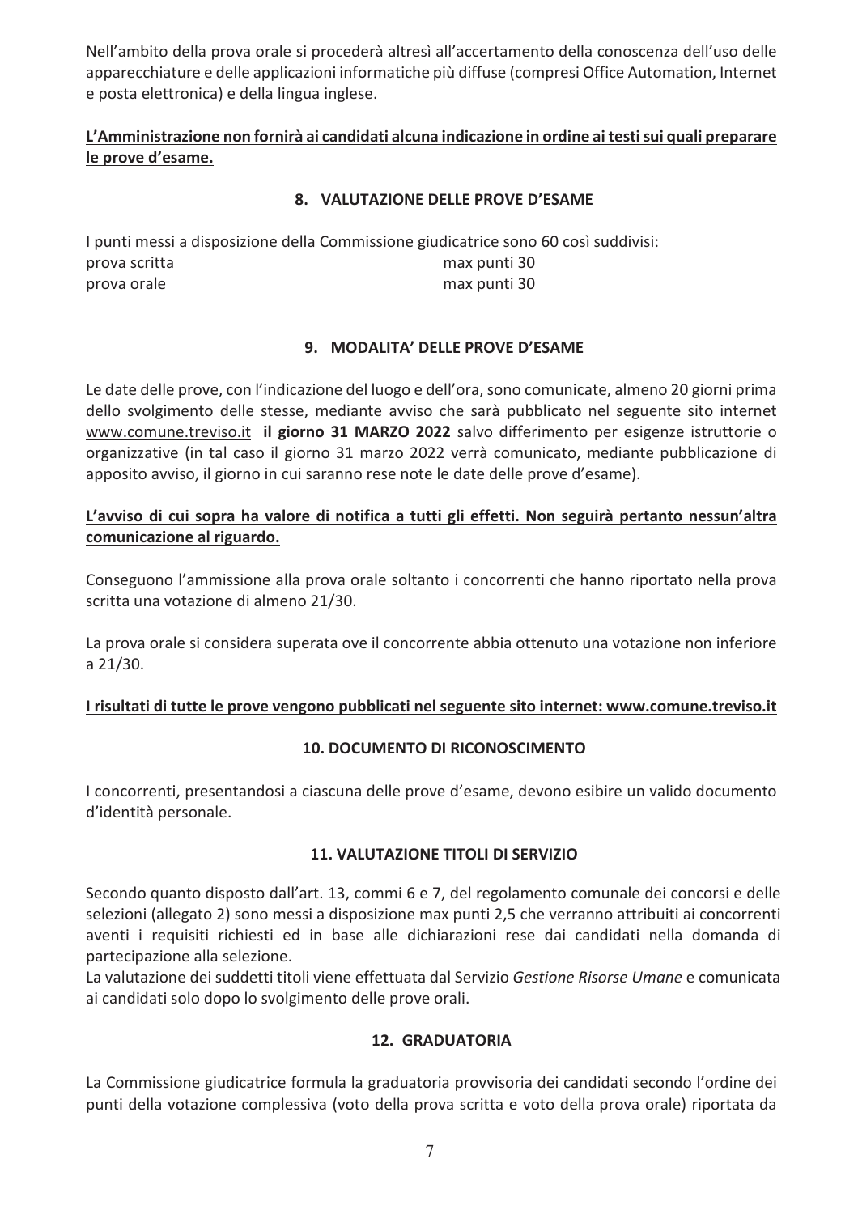Nell'ambito della prova orale si procederà altresì all'accertamento della conoscenza dell'uso delle apparecchiature e delle applicazioni informatiche più diffuse (compresi Office Automation, Internet e posta elettronica) e della lingua inglese.

**L'Amministrazione non fornirà ai candidati alcuna indicazione in ordine ai testi sui quali preparare le prove d'esame.**

## 8. VALUTAZIONE DELLE PROVE D'ESAME

I punti messi a disposizione della Commissione giudicatrice sono 60 così suddivisi:

| | |
|---|---|
| prova scritta | max punti 30 |
| prova orale | max punti 30 |

## 9. MODALITA' DELLE PROVE D'ESAME

Le date delle prove, con l'indicazione del luogo e dell'ora, sono comunicate, almeno 20 giorni prima dello svolgimento delle stesse, mediante avviso che sarà pubblicato nel seguente sito internet www.comune.treviso.it **il giorno 31 MARZO 2022** salvo differimento per esigenze istruttorie o organizzative (in tal caso il giorno 31 marzo 2022 verrà comunicato, mediante pubblicazione di apposito avviso, il giorno in cui saranno rese note le date delle prove d'esame).

**L'avviso di cui sopra ha valore di notifica a tutti gli effetti. Non seguirà pertanto nessun'altra comunicazione al riguardo.**

Conseguono l'ammissione alla prova orale soltanto i concorrenti che hanno riportato nella prova scritta una votazione di almeno 21/30.

La prova orale si considera superata ove il concorrente abbia ottenuto una votazione non inferiore a 21/30.

**I risultati di tutte le prove vengono pubblicati nel seguente sito internet: www.comune.treviso.it**

## 10. DOCUMENTO DI RICONOSCIMENTO

I concorrenti, presentandosi a ciascuna delle prove d'esame, devono esibire un valido documento d'identità personale.

## 11. VALUTAZIONE TITOLI DI SERVIZIO

Secondo quanto disposto dall'art. 13, commi 6 e 7, del regolamento comunale dei concorsi e delle selezioni (allegato 2) sono messi a disposizione max punti 2,5 che verranno attribuiti ai concorrenti aventi i requisiti richiesti ed in base alle dichiarazioni rese dai candidati nella domanda di partecipazione alla selezione.
La valutazione dei suddetti titoli viene effettuata dal Servizio *Gestione Risorse Umane* e comunicata ai candidati solo dopo lo svolgimento delle prove orali.

## 12. GRADUATORIA

La Commissione giudicatrice formula la graduatoria provvisoria dei candidati secondo l'ordine dei punti della votazione complessiva (voto della prova scritta e voto della prova orale) riportata da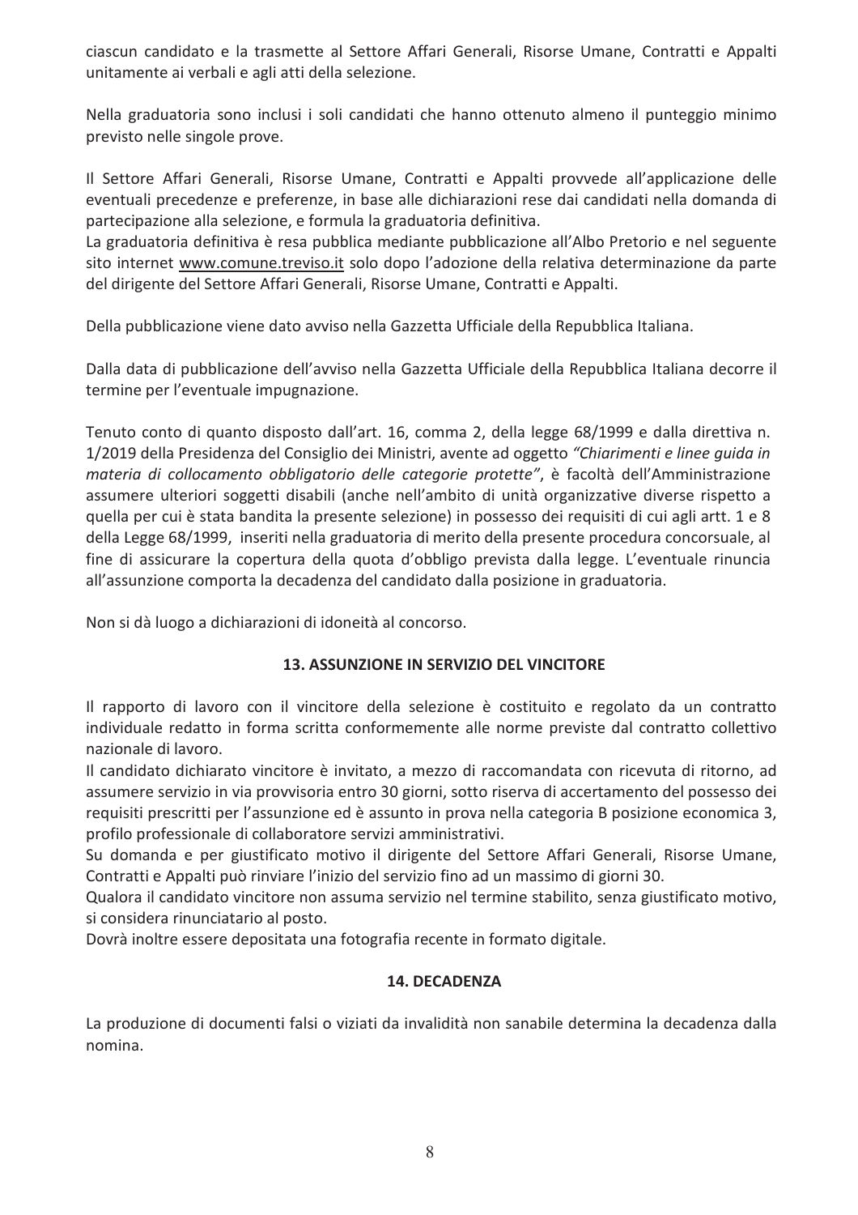ciascun candidato e la trasmette al Settore Affari Generali, Risorse Umane, Contratti e Appalti unitamente ai verbali e agli atti della selezione.

Nella graduatoria sono inclusi i soli candidati che hanno ottenuto almeno il punteggio minimo previsto nelle singole prove.

Il Settore Affari Generali, Risorse Umane, Contratti e Appalti provvede all'applicazione delle eventuali precedenze e preferenze, in base alle dichiarazioni rese dai candidati nella domanda di partecipazione alla selezione, e formula la graduatoria definitiva.
La graduatoria definitiva è resa pubblica mediante pubblicazione all'Albo Pretorio e nel seguente sito internet www.comune.treviso.it solo dopo l'adozione della relativa determinazione da parte del dirigente del Settore Affari Generali, Risorse Umane, Contratti e Appalti.

Della pubblicazione viene dato avviso nella Gazzetta Ufficiale della Repubblica Italiana.

Dalla data di pubblicazione dell'avviso nella Gazzetta Ufficiale della Repubblica Italiana decorre il termine per l'eventuale impugnazione.

Tenuto conto di quanto disposto dall'art. 16, comma 2, della legge 68/1999 e dalla direttiva n. 1/2019 della Presidenza del Consiglio dei Ministri, avente ad oggetto *"Chiarimenti e linee guida in materia di collocamento obbligatorio delle categorie protette"*, è facoltà dell'Amministrazione assumere ulteriori soggetti disabili (anche nell'ambito di unità organizzative diverse rispetto a quella per cui è stata bandita la presente selezione) in possesso dei requisiti di cui agli artt. 1 e 8 della Legge 68/1999, inseriti nella graduatoria di merito della presente procedura concorsuale, al fine di assicurare la copertura della quota d'obbligo prevista dalla legge. L'eventuale rinuncia all'assunzione comporta la decadenza del candidato dalla posizione in graduatoria.

Non si dà luogo a dichiarazioni di idoneità al concorso.

## 13. ASSUNZIONE IN SERVIZIO DEL VINCITORE

Il rapporto di lavoro con il vincitore della selezione è costituito e regolato da un contratto individuale redatto in forma scritta conformemente alle norme previste dal contratto collettivo nazionale di lavoro.
Il candidato dichiarato vincitore è invitato, a mezzo di raccomandata con ricevuta di ritorno, ad assumere servizio in via provvisoria entro 30 giorni, sotto riserva di accertamento del possesso dei requisiti prescritti per l'assunzione ed è assunto in prova nella categoria B posizione economica 3, profilo professionale di collaboratore servizi amministrativi.
Su domanda e per giustificato motivo il dirigente del Settore Affari Generali, Risorse Umane, Contratti e Appalti può rinviare l'inizio del servizio fino ad un massimo di giorni 30.
Qualora il candidato vincitore non assuma servizio nel termine stabilito, senza giustificato motivo, si considera rinunciatario al posto.
Dovrà inoltre essere depositata una fotografia recente in formato digitale.

## 14. DECADENZA

La produzione di documenti falsi o viziati da invalidità non sanabile determina la decadenza dalla nomina.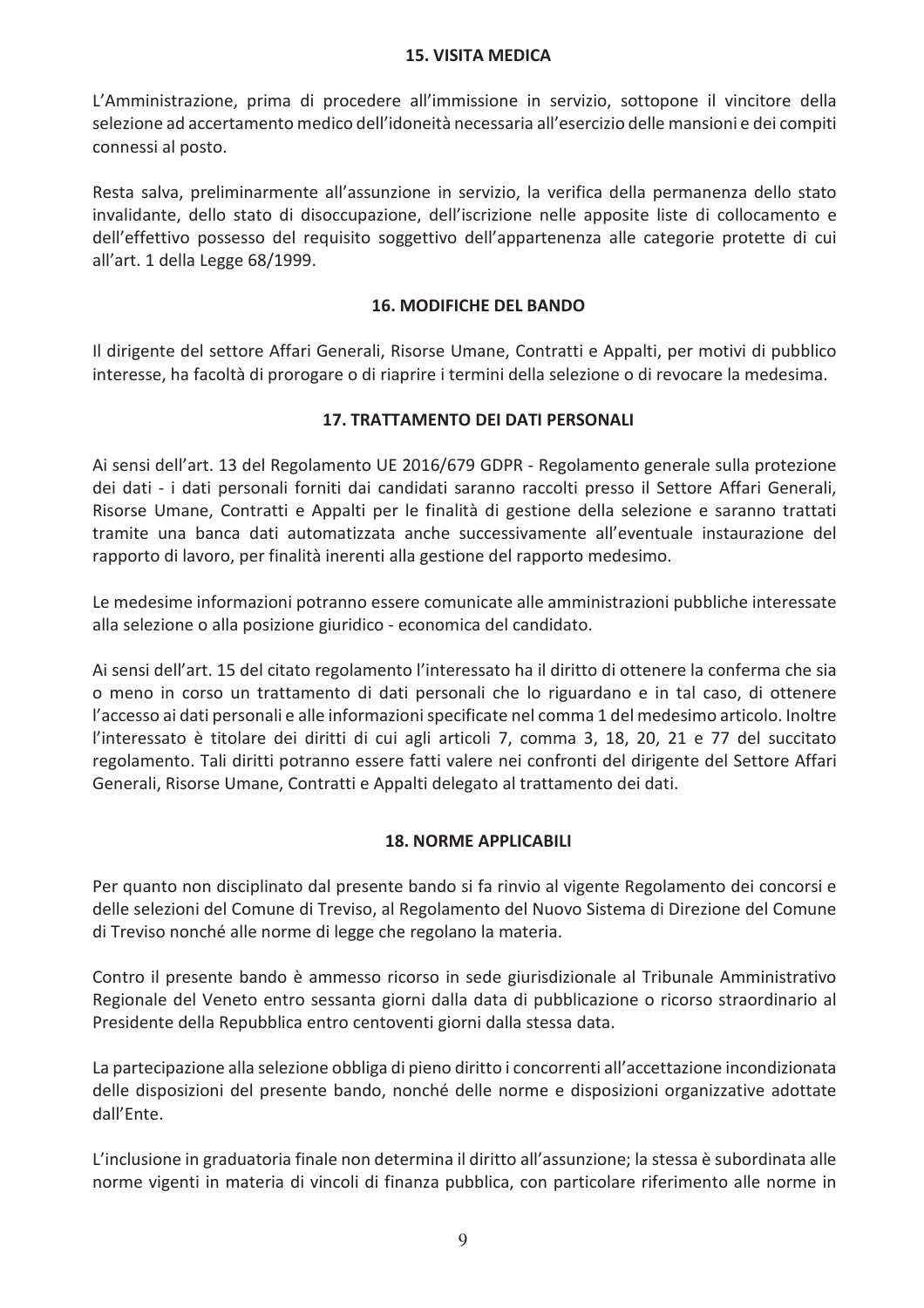## 15. VISITA MEDICA

L'Amministrazione, prima di procedere all'immissione in servizio, sottopone il vincitore della selezione ad accertamento medico dell'idoneità necessaria all'esercizio delle mansioni e dei compiti connessi al posto.

Resta salva, preliminarmente all'assunzione in servizio, la verifica della permanenza dello stato invalidante, dello stato di disoccupazione, dell'iscrizione nelle apposite liste di collocamento e dell'effettivo possesso del requisito soggettivo dell'appartenenza alle categorie protette di cui all'art. 1 della Legge 68/1999.

## 16. MODIFICHE DEL BANDO

Il dirigente del settore Affari Generali, Risorse Umane, Contratti e Appalti, per motivi di pubblico interesse, ha facoltà di prorogare o di riaprire i termini della selezione o di revocare la medesima.

## 17. TRATTAMENTO DEI DATI PERSONALI

Ai sensi dell'art. 13 del Regolamento UE 2016/679 GDPR - Regolamento generale sulla protezione dei dati - i dati personali forniti dai candidati saranno raccolti presso il Settore Affari Generali, Risorse Umane, Contratti e Appalti per le finalità di gestione della selezione e saranno trattati tramite una banca dati automatizzata anche successivamente all'eventuale instaurazione del rapporto di lavoro, per finalità inerenti alla gestione del rapporto medesimo.

Le medesime informazioni potranno essere comunicate alle amministrazioni pubbliche interessate alla selezione o alla posizione giuridico - economica del candidato.

Ai sensi dell'art. 15 del citato regolamento l'interessato ha il diritto di ottenere la conferma che sia o meno in corso un trattamento di dati personali che lo riguardano e in tal caso, di ottenere l'accesso ai dati personali e alle informazioni specificate nel comma 1 del medesimo articolo. Inoltre l'interessato è titolare dei diritti di cui agli articoli 7, comma 3, 18, 20, 21 e 77 del succitato regolamento. Tali diritti potranno essere fatti valere nei confronti del dirigente del Settore Affari Generali, Risorse Umane, Contratti e Appalti delegato al trattamento dei dati.

## 18. NORME APPLICABILI

Per quanto non disciplinato dal presente bando si fa rinvio al vigente Regolamento dei concorsi e delle selezioni del Comune di Treviso, al Regolamento del Nuovo Sistema di Direzione del Comune di Treviso nonché alle norme di legge che regolano la materia.

Contro il presente bando è ammesso ricorso in sede giurisdizionale al Tribunale Amministrativo Regionale del Veneto entro sessanta giorni dalla data di pubblicazione o ricorso straordinario al Presidente della Repubblica entro centoventi giorni dalla stessa data.

La partecipazione alla selezione obbliga di pieno diritto i concorrenti all'accettazione incondizionata delle disposizioni del presente bando, nonché delle norme e disposizioni organizzative adottate dall'Ente.

L'inclusione in graduatoria finale non determina il diritto all'assunzione; la stessa è subordinata alle norme vigenti in materia di vincoli di finanza pubblica, con particolare riferimento alle norme in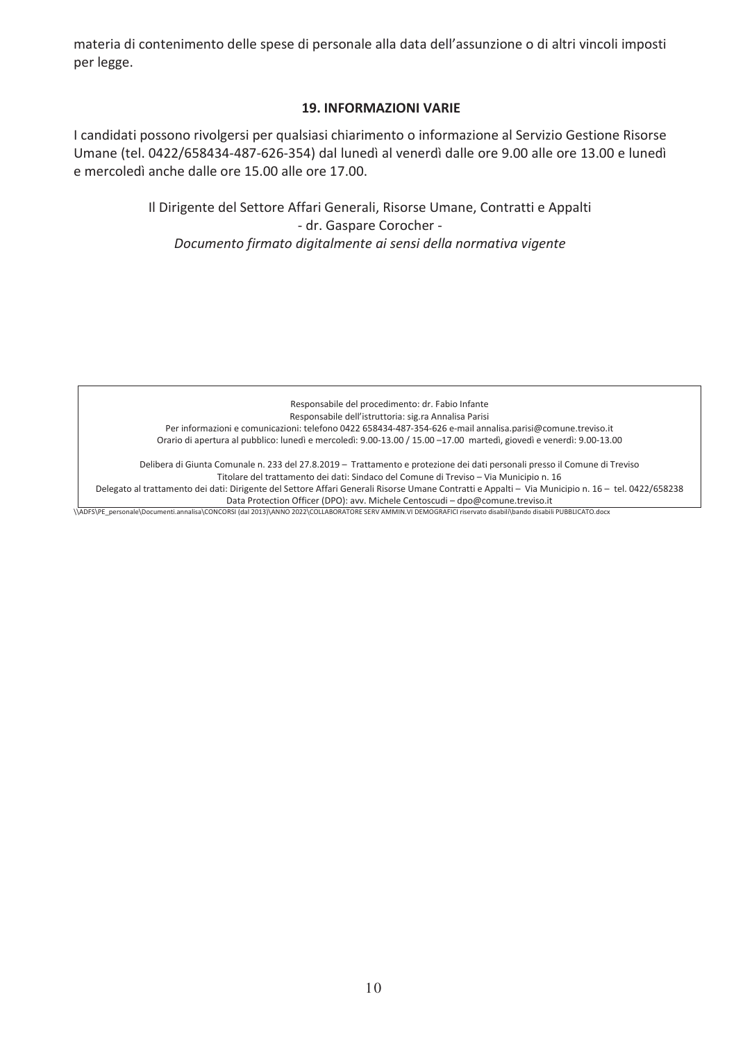materia di contenimento delle spese di personale alla data dell'assunzione o di altri vincoli imposti per legge.

## 19. INFORMAZIONI VARIE

I candidati possono rivolgersi per qualsiasi chiarimento o informazione al Servizio Gestione Risorse Umane (tel. 0422/658434-487-626-354) dal lunedì al venerdì dalle ore 9.00 alle ore 13.00 e lunedì e mercoledì anche dalle ore 15.00 alle ore 17.00.

Il Dirigente del Settore Affari Generali, Risorse Umane, Contratti e Appalti
- dr. Gaspare Corocher -
*Documento firmato digitalmente ai sensi della normativa vigente*

Responsabile del procedimento: dr. Fabio Infante
Responsabile dell'istruttoria: sig.ra Annalisa Parisi
Per informazioni e comunicazioni: telefono 0422 658434-487-354-626 e-mail annalisa.parisi@comune.treviso.it
Orario di apertura al pubblico: lunedì e mercoledì: 9.00-13.00 / 15.00 –17.00 martedì, giovedì e venerdì: 9.00-13.00

Delibera di Giunta Comunale n. 233 del 27.8.2019 – Trattamento e protezione dei dati personali presso il Comune di Treviso
Titolare del trattamento dei dati: Sindaco del Comune di Treviso – Via Municipio n. 16
Delegato al trattamento dei dati: Dirigente del Settore Affari Generali Risorse Umane Contratti e Appalti – Via Municipio n. 16 – tel. 0422/658238
Data Protection Officer (DPO): avv. Michele Centoscudi – dpo@comune.treviso.it

\\ADFS\PE_personale\Documenti.annalisa\CONCORSI (dal 2013)\ANNO 2022\COLLABORATORE SERV AMMIN.VI DEMOGRAFICI riservato disabili\bando disabili PUBBLICATO.docx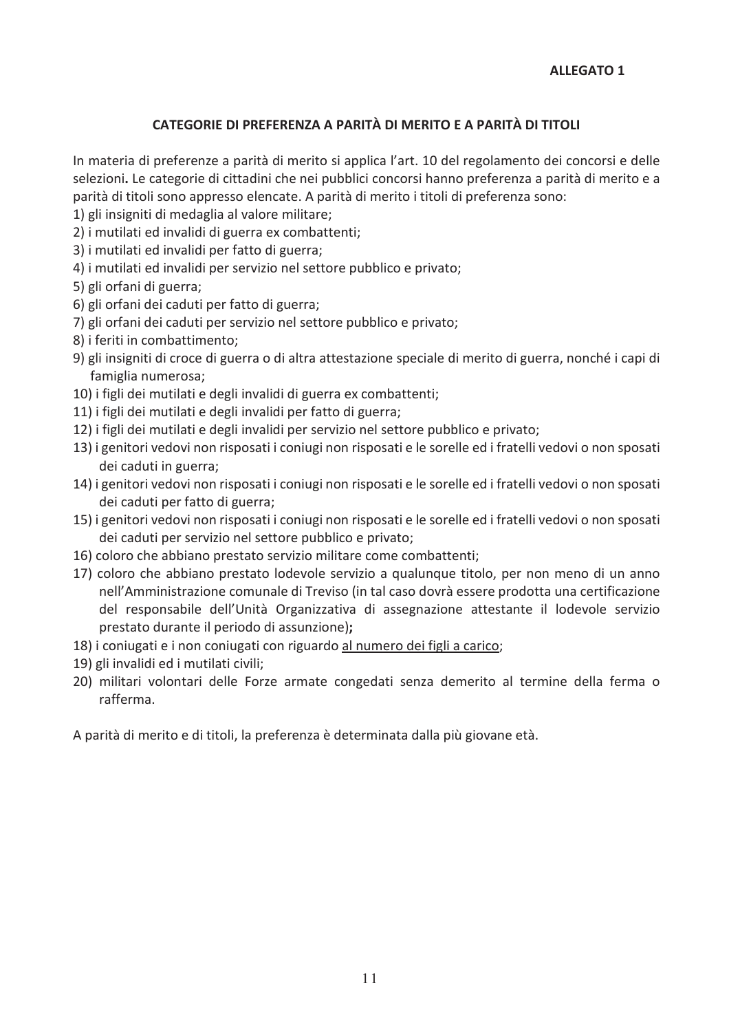**ALLEGATO 1**

## CATEGORIE DI PREFERENZA A PARITÀ DI MERITO E A PARITÀ DI TITOLI

In materia di preferenze a parità di merito si applica l'art. 10 del regolamento dei concorsi e delle selezioni**.** Le categorie di cittadini che nei pubblici concorsi hanno preferenza a parità di merito e a parità di titoli sono appresso elencate. A parità di merito i titoli di preferenza sono:

1) gli insigniti di medaglia al valore militare;
2) i mutilati ed invalidi di guerra ex combattenti;
3) i mutilati ed invalidi per fatto di guerra;
4) i mutilati ed invalidi per servizio nel settore pubblico e privato;
5) gli orfani di guerra;
6) gli orfani dei caduti per fatto di guerra;
7) gli orfani dei caduti per servizio nel settore pubblico e privato;
8) i feriti in combattimento;
9) gli insigniti di croce di guerra o di altra attestazione speciale di merito di guerra, nonché i capi di famiglia numerosa;
10) i figli dei mutilati e degli invalidi di guerra ex combattenti;
11) i figli dei mutilati e degli invalidi per fatto di guerra;
12) i figli dei mutilati e degli invalidi per servizio nel settore pubblico e privato;
13) i genitori vedovi non risposati i coniugi non risposati e le sorelle ed i fratelli vedovi o non sposati dei caduti in guerra;
14) i genitori vedovi non risposati i coniugi non risposati e le sorelle ed i fratelli vedovi o non sposati dei caduti per fatto di guerra;
15) i genitori vedovi non risposati i coniugi non risposati e le sorelle ed i fratelli vedovi o non sposati dei caduti per servizio nel settore pubblico e privato;
16) coloro che abbiano prestato servizio militare come combattenti;
17) coloro che abbiano prestato lodevole servizio a qualunque titolo, per non meno di un anno nell'Amministrazione comunale di Treviso (in tal caso dovrà essere prodotta una certificazione del responsabile dell'Unità Organizzativa di assegnazione attestante il lodevole servizio prestato durante il periodo di assunzione)**;**
18) i coniugati e i non coniugati con riguardo al numero dei figli a carico;
19) gli invalidi ed i mutilati civili;
20) militari volontari delle Forze armate congedati senza demerito al termine della ferma o rafferma.

A parità di merito e di titoli, la preferenza è determinata dalla più giovane età.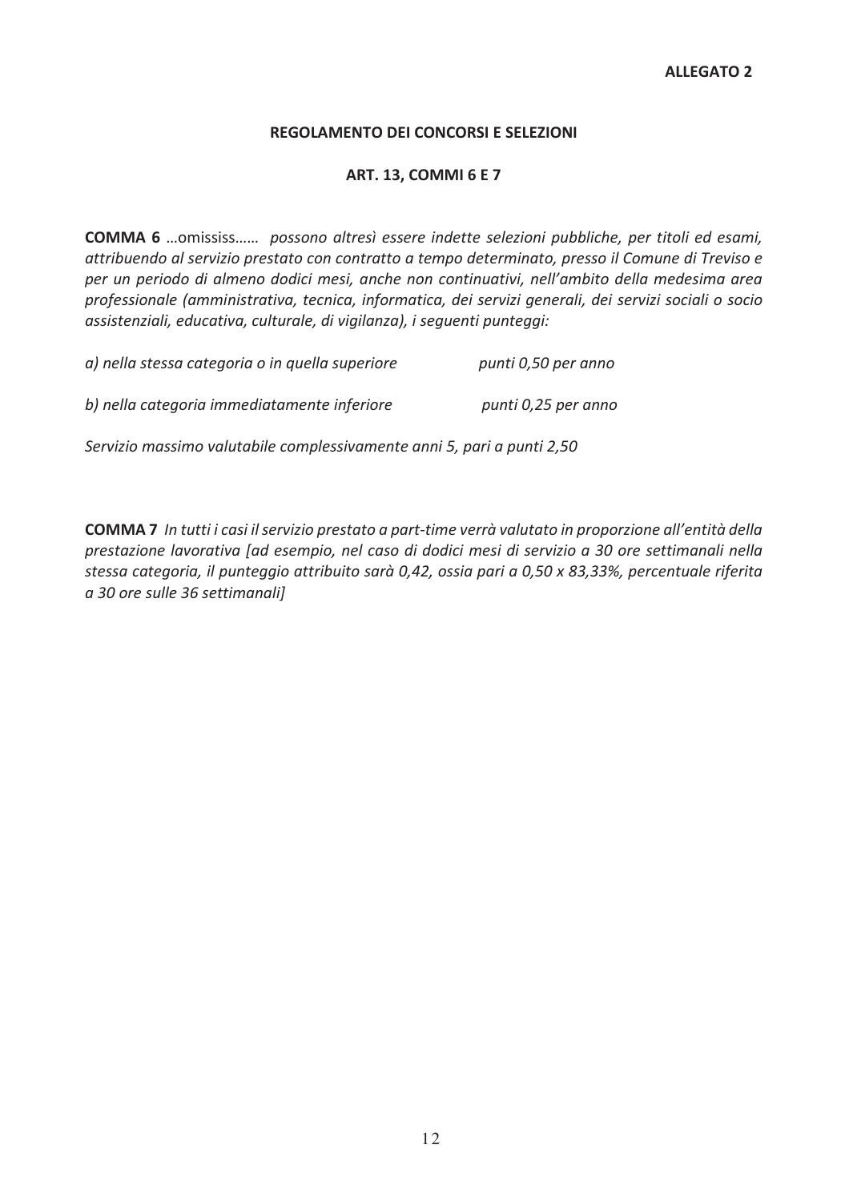**ALLEGATO 2**

**REGOLAMENTO DEI CONCORSI E SELEZIONI**

**ART. 13, COMMI 6 E 7**

**COMMA 6** …omississ…… *possono altresì essere indette selezioni pubbliche, per titoli ed esami, attribuendo al servizio prestato con contratto a tempo determinato, presso il Comune di Treviso e per un periodo di almeno dodici mesi, anche non continuativi, nell'ambito della medesima area professionale (amministrativa, tecnica, informatica, dei servizi generali, dei servizi sociali o socio assistenziali, educativa, culturale, di vigilanza), i seguenti punteggi:*

*a) nella stessa categoria o in quella superiore punti 0,50 per anno*

*b) nella categoria immediatamente inferiore punti 0,25 per anno*

*Servizio massimo valutabile complessivamente anni 5, pari a punti 2,50*

**COMMA 7** *In tutti i casi il servizio prestato a part-time verrà valutato in proporzione all'entità della prestazione lavorativa [ad esempio, nel caso di dodici mesi di servizio a 30 ore settimanali nella stessa categoria, il punteggio attribuito sarà 0,42, ossia pari a 0,50 x 83,33%, percentuale riferita a 30 ore sulle 36 settimanali]*